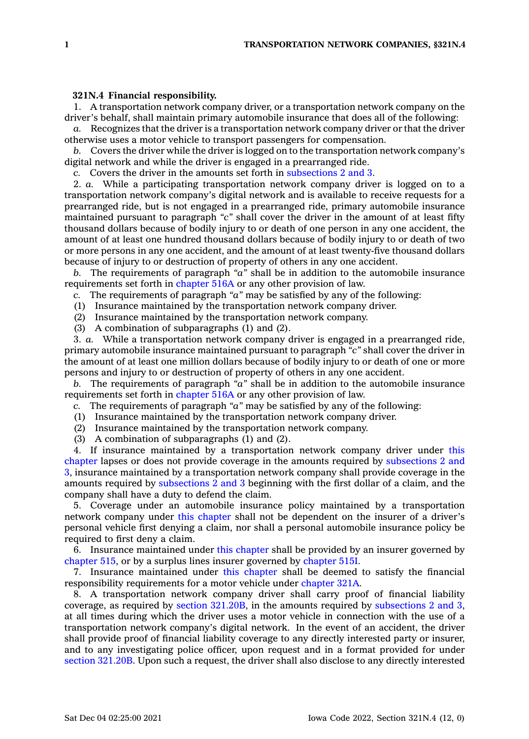**321N.4 Financial responsibility.**

1. A transportation network company driver, or a transportation network company on the driver's behalf, shall maintain primary automobile insurance that does all of the following:

*a.* Recognizes that the driver is a transportation network company driver or that the driver otherwise uses a motor vehicle to transport passengers for compensation.

*b.* Covers the driver while the driver is logged on to the transportation network company's digital network and while the driver is engaged in a prearranged ride.

*c.* Covers the driver in the amounts set forth in subsections 2 and 3.

2. *a.* While a participating transportation network company driver is logged on to a transportation network company's digital network and is available to receive requests for a prearranged ride, but is not engaged in a prearranged ride, primary automobile insurance maintained pursuant to paragraph *"c"* shall cover the driver in the amount of at least fifty thousand dollars because of bodily injury to or death of one person in any one accident, the amount of at least one hundred thousand dollars because of bodily injury to or death of two or more persons in any one accident, and the amount of at least twenty-five thousand dollars because of injury to or destruction of property of others in any one accident.

*b.* The requirements of paragraph *"a"* shall be in addition to the automobile insurance requirements set forth in chapter 516A or any other provision of law.

*c.* The requirements of paragraph *"a"* may be satisfied by any of the following:

(1) Insurance maintained by the transportation network company driver.

(2) Insurance maintained by the transportation network company.

(3) A combination of subparagraphs (1) and (2).

3. *a.* While a transportation network company driver is engaged in a prearranged ride, primary automobile insurance maintained pursuant to paragraph *"c"* shall cover the driver in the amount of at least one million dollars because of bodily injury to or death of one or more persons and injury to or destruction of property of others in any one accident.

*b.* The requirements of paragraph *"a"* shall be in addition to the automobile insurance requirements set forth in chapter 516A or any other provision of law.

*c.* The requirements of paragraph *"a"* may be satisfied by any of the following:

(1) Insurance maintained by the transportation network company driver.

(2) Insurance maintained by the transportation network company.

(3) A combination of subparagraphs (1) and (2).

4. If insurance maintained by a transportation network company driver under this chapter lapses or does not provide coverage in the amounts required by subsections 2 and 3, insurance maintained by a transportation network company shall provide coverage in the amounts required by subsections 2 and 3 beginning with the first dollar of a claim, and the company shall have a duty to defend the claim.

5. Coverage under an automobile insurance policy maintained by a transportation network company under this chapter shall not be dependent on the insurer of a driver's personal vehicle first denying a claim, nor shall a personal automobile insurance policy be required to first deny a claim.

6. Insurance maintained under this chapter shall be provided by an insurer governed by chapter 515, or by a surplus lines insurer governed by chapter 515I.

7. Insurance maintained under this chapter shall be deemed to satisfy the financial responsibility requirements for a motor vehicle under chapter 321A.

8. A transportation network company driver shall carry proof of financial liability coverage, as required by section 321.20B, in the amounts required by subsections 2 and 3, at all times during which the driver uses a motor vehicle in connection with the use of a transportation network company's digital network. In the event of an accident, the driver shall provide proof of financial liability coverage to any directly interested party or insurer, and to any investigating police officer, upon request and in a format provided for under section 321.20B. Upon such a request, the driver shall also disclose to any directly interested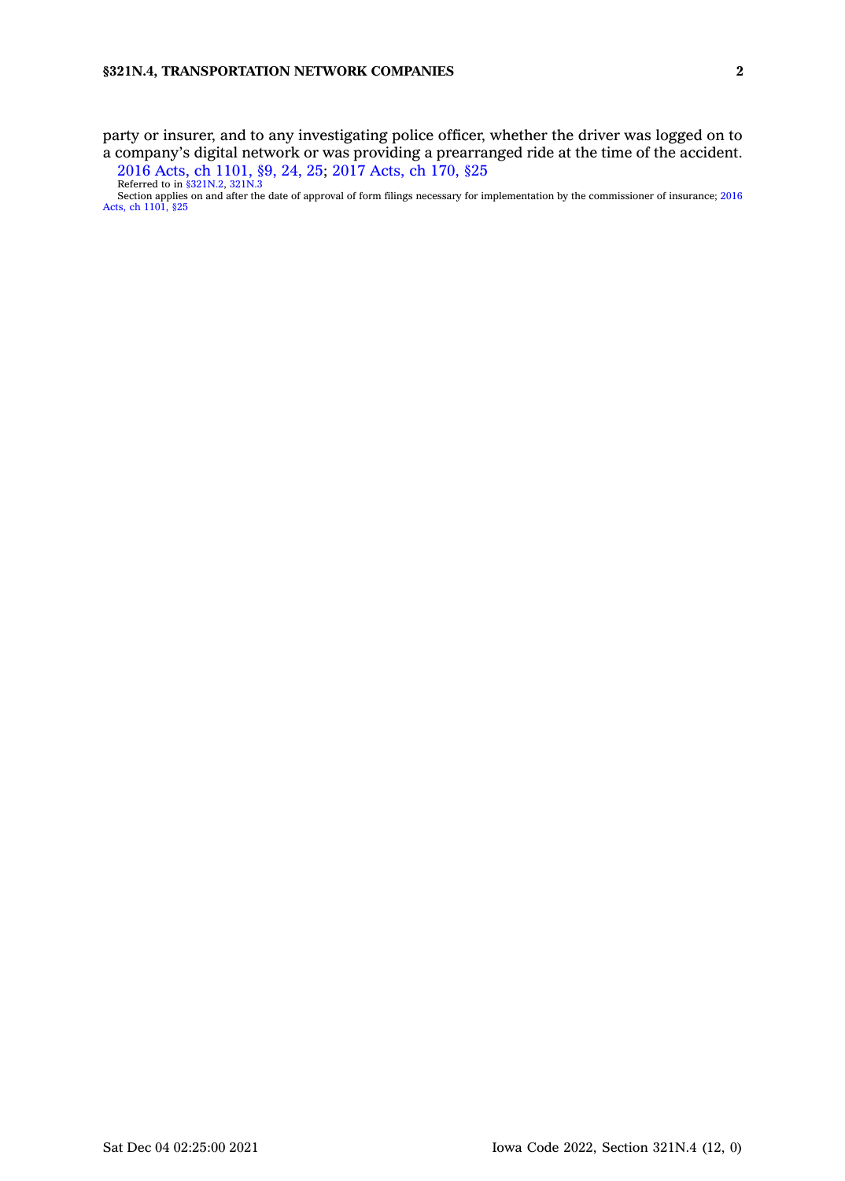party or insurer, and to any investigating police officer, whether the driver was logged on to a company's digital network or was providing a prearranged ride at the time of the accident.

2016 Acts, ch 1101, §9, 24, 25; 2017 Acts, ch 170, §25

Referred to in §321N.2, 321N.3

Section applies on and after the date of approval of form filings necessary for implementation by the commissioner of insurance; 2016 Acts, ch 1101, §25